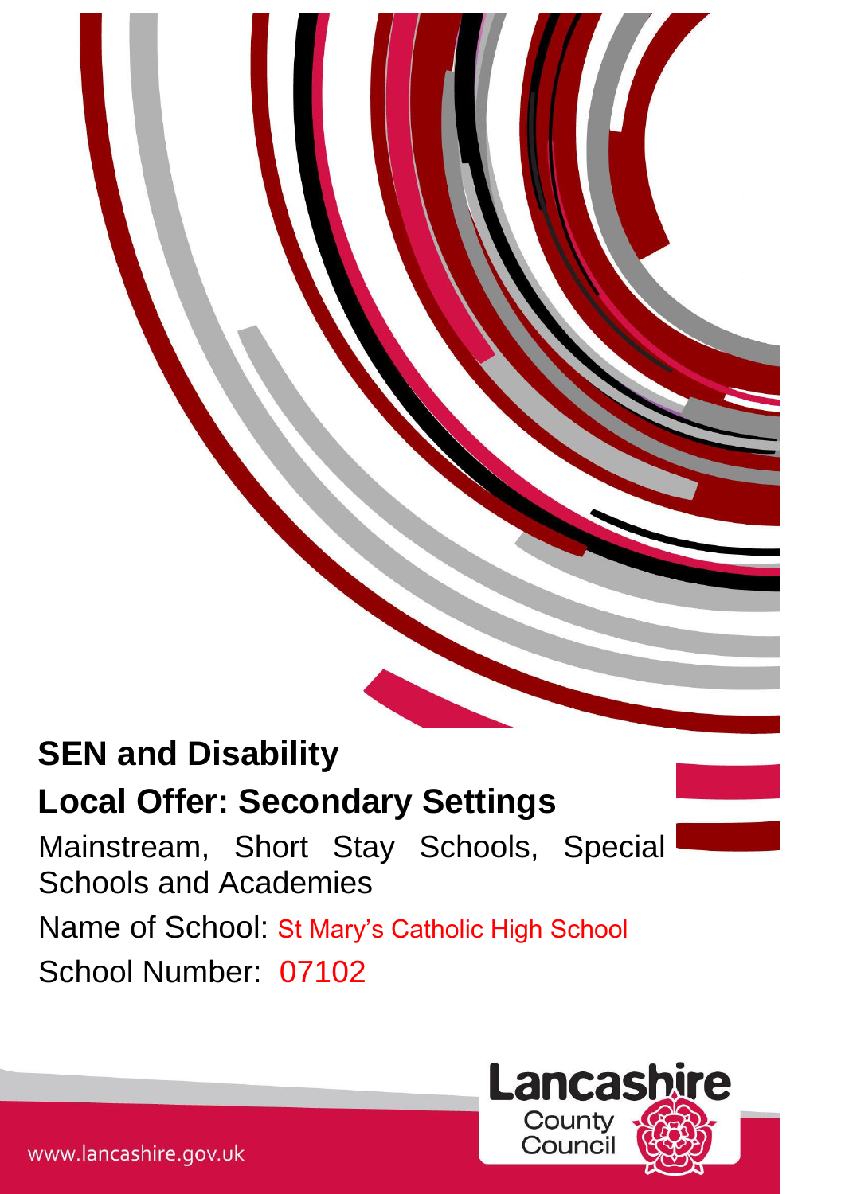# SEN and Disability

## Local Offer: Secondary Settings

Mainstream, Short Stay Schools, Special Schools and Academies

Name of School: St Mary's Catholic High School

School Number: 07102

Lancashire County Council

www.lancashire.gov.uk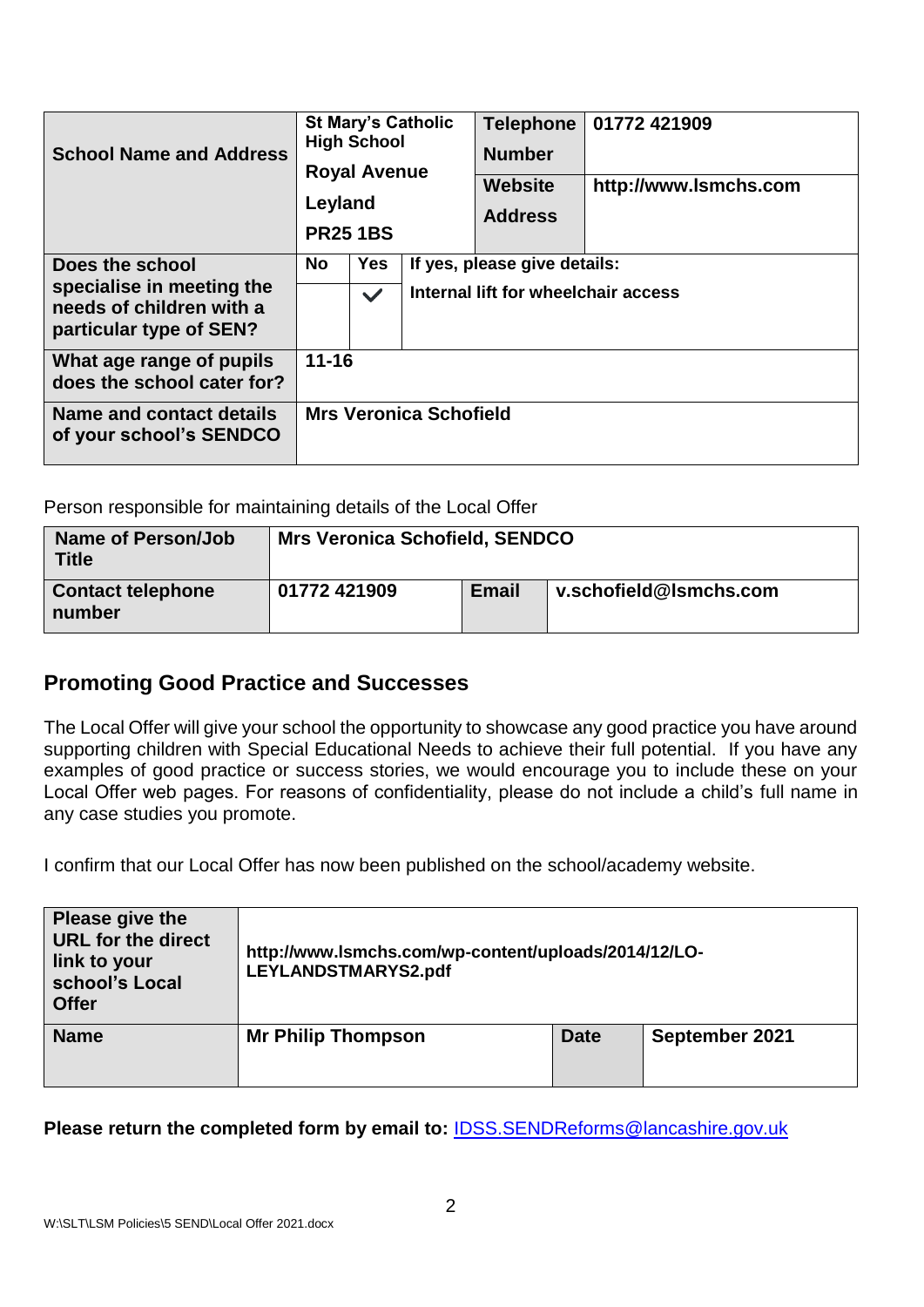| School Name and Address | St Mary's Catholic High School<br>Royal Avenue<br>Leyland<br>PR25 1BS | | | Telephone Number | 01772 421909 |
|---|---|---|---|---|---|
| | | | | Website Address | http://www.lsmchs.com |
| Does the school specialise in meeting the needs of children with a particular type of SEN? | No | Yes | If yes, please give details: | | |
| | | ✓ | Internal lift for wheelchair access | | |
| What age range of pupils does the school cater for? | 11-16 | | | | |
| Name and contact details of your school's SENDCO | Mrs Veronica Schofield | | | | |

Person responsible for maintaining details of the Local Offer

| Name of Person/Job Title | Mrs Veronica Schofield, SENDCO | | |
|---|---|---|---|
| Contact telephone number | 01772 421909 | Email | v.schofield@lsmchs.com |

## Promoting Good Practice and Successes

The Local Offer will give your school the opportunity to showcase any good practice you have around supporting children with Special Educational Needs to achieve their full potential. If you have any examples of good practice or success stories, we would encourage you to include these on your Local Offer web pages. For reasons of confidentiality, please do not include a child's full name in any case studies you promote.

I confirm that our Local Offer has now been published on the school/academy website.

| Please give the URL for the direct link to your school's Local Offer | http://www.lsmchs.com/wp-content/uploads/2014/12/LO-LEYLANDSTMARYS2.pdf | | |
|---|---|---|---|
| Name | Mr Philip Thompson | Date | September 2021 |

**Please return the completed form by email to:** IDSS.SENDReforms@lancashire.gov.uk

W:\SLT\LSM Policies\5 SEND\Local Offer 2021.docx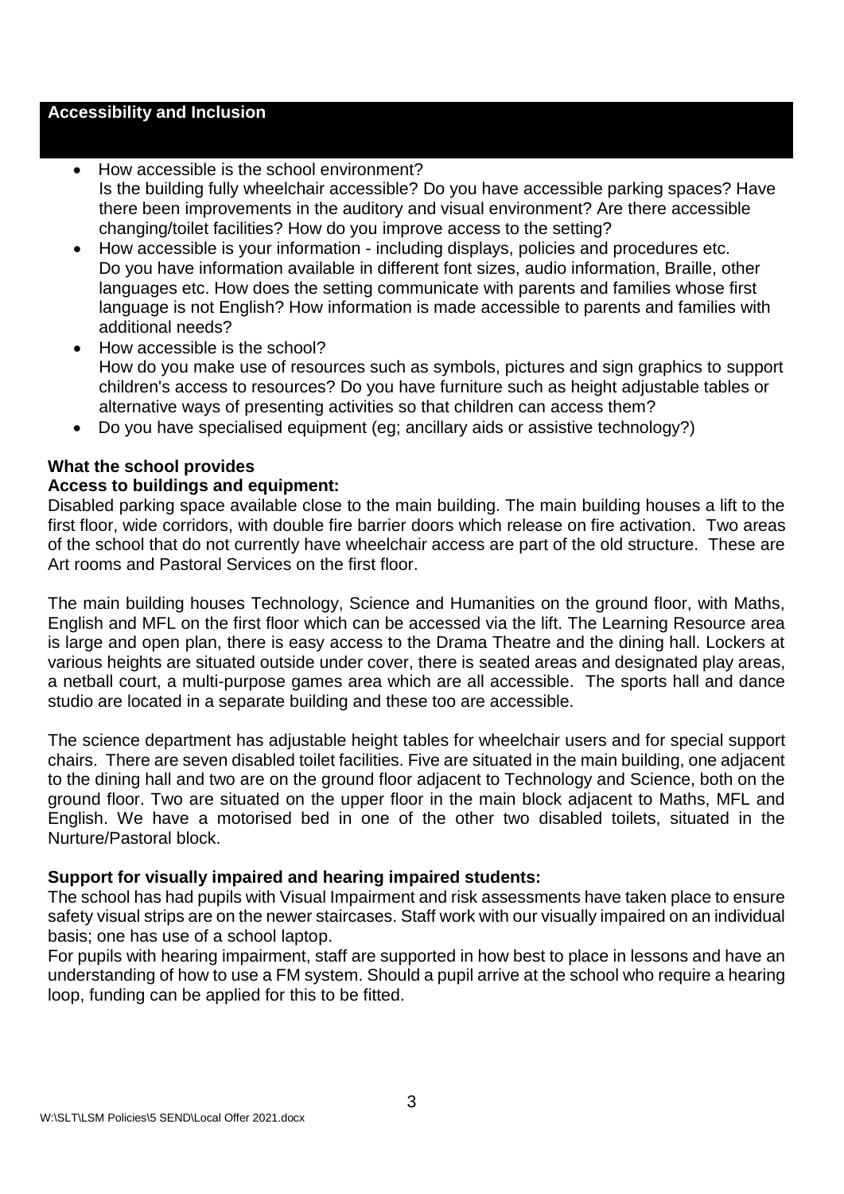## Accessibility and Inclusion

- How accessible is the school environment?
  Is the building fully wheelchair accessible? Do you have accessible parking spaces? Have there been improvements in the auditory and visual environment? Are there accessible changing/toilet facilities? How do you improve access to the setting?
- How accessible is your information - including displays, policies and procedures etc.
  Do you have information available in different font sizes, audio information, Braille, other languages etc. How does the setting communicate with parents and families whose first language is not English? How information is made accessible to parents and families with additional needs?
- How accessible is the school?
  How do you make use of resources such as symbols, pictures and sign graphics to support children's access to resources? Do you have furniture such as height adjustable tables or alternative ways of presenting activities so that children can access them?
- Do you have specialised equipment (eg; ancillary aids or assistive technology?)

**What the school provides**

**Access to buildings and equipment:**

Disabled parking space available close to the main building. The main building houses a lift to the first floor, wide corridors, with double fire barrier doors which release on fire activation. Two areas of the school that do not currently have wheelchair access are part of the old structure. These are Art rooms and Pastoral Services on the first floor.

The main building houses Technology, Science and Humanities on the ground floor, with Maths, English and MFL on the first floor which can be accessed via the lift. The Learning Resource area is large and open plan, there is easy access to the Drama Theatre and the dining hall. Lockers at various heights are situated outside under cover, there is seated areas and designated play areas, a netball court, a multi-purpose games area which are all accessible. The sports hall and dance studio are located in a separate building and these too are accessible.

The science department has adjustable height tables for wheelchair users and for special support chairs. There are seven disabled toilet facilities. Five are situated in the main building, one adjacent to the dining hall and two are on the ground floor adjacent to Technology and Science, both on the ground floor. Two are situated on the upper floor in the main block adjacent to Maths, MFL and English. We have a motorised bed in one of the other two disabled toilets, situated in the Nurture/Pastoral block.

**Support for visually impaired and hearing impaired students:**

The school has had pupils with Visual Impairment and risk assessments have taken place to ensure safety visual strips are on the newer staircases. Staff work with our visually impaired on an individual basis; one has use of a school laptop.

For pupils with hearing impairment, staff are supported in how best to place in lessons and have an understanding of how to use a FM system. Should a pupil arrive at the school who require a hearing loop, funding can be applied for this to be fitted.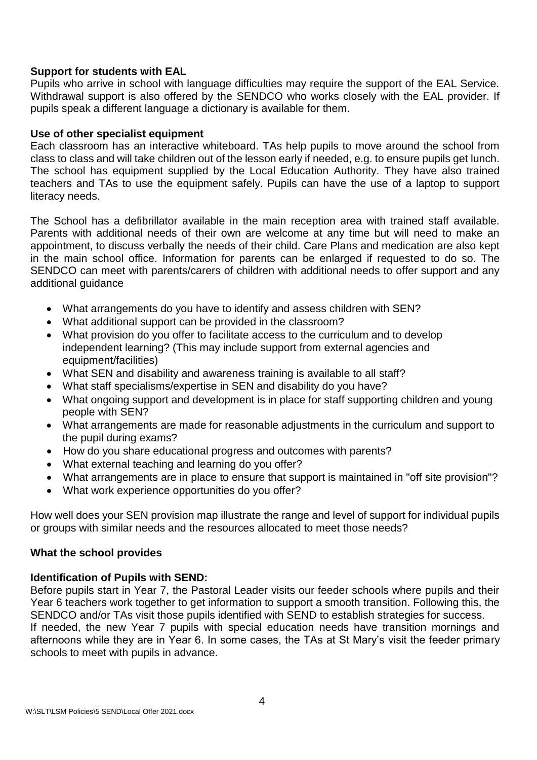**Support for students with EAL**

Pupils who arrive in school with language difficulties may require the support of the EAL Service. Withdrawal support is also offered by the SENDCO who works closely with the EAL provider. If pupils speak a different language a dictionary is available for them.

**Use of other specialist equipment**

Each classroom has an interactive whiteboard. TAs help pupils to move around the school from class to class and will take children out of the lesson early if needed, e.g. to ensure pupils get lunch. The school has equipment supplied by the Local Education Authority. They have also trained teachers and TAs to use the equipment safely. Pupils can have the use of a laptop to support literacy needs.

The School has a defibrillator available in the main reception area with trained staff available. Parents with additional needs of their own are welcome at any time but will need to make an appointment, to discuss verbally the needs of their child. Care Plans and medication are also kept in the main school office. Information for parents can be enlarged if requested to do so. The SENDCO can meet with parents/carers of children with additional needs to offer support and any additional guidance

- What arrangements do you have to identify and assess children with SEN?
- What additional support can be provided in the classroom?
- What provision do you offer to facilitate access to the curriculum and to develop independent learning? (This may include support from external agencies and equipment/facilities)
- What SEN and disability and awareness training is available to all staff?
- What staff specialisms/expertise in SEN and disability do you have?
- What ongoing support and development is in place for staff supporting children and young people with SEN?
- What arrangements are made for reasonable adjustments in the curriculum and support to the pupil during exams?
- How do you share educational progress and outcomes with parents?
- What external teaching and learning do you offer?
- What arrangements are in place to ensure that support is maintained in "off site provision"?
- What work experience opportunities do you offer?

How well does your SEN provision map illustrate the range and level of support for individual pupils or groups with similar needs and the resources allocated to meet those needs?

**What the school provides**

**Identification of Pupils with SEND:**

Before pupils start in Year 7, the Pastoral Leader visits our feeder schools where pupils and their Year 6 teachers work together to get information to support a smooth transition. Following this, the SENDCO and/or TAs visit those pupils identified with SEND to establish strategies for success.
If needed, the new Year 7 pupils with special education needs have transition mornings and afternoons while they are in Year 6. In some cases, the TAs at St Mary's visit the feeder primary schools to meet with pupils in advance.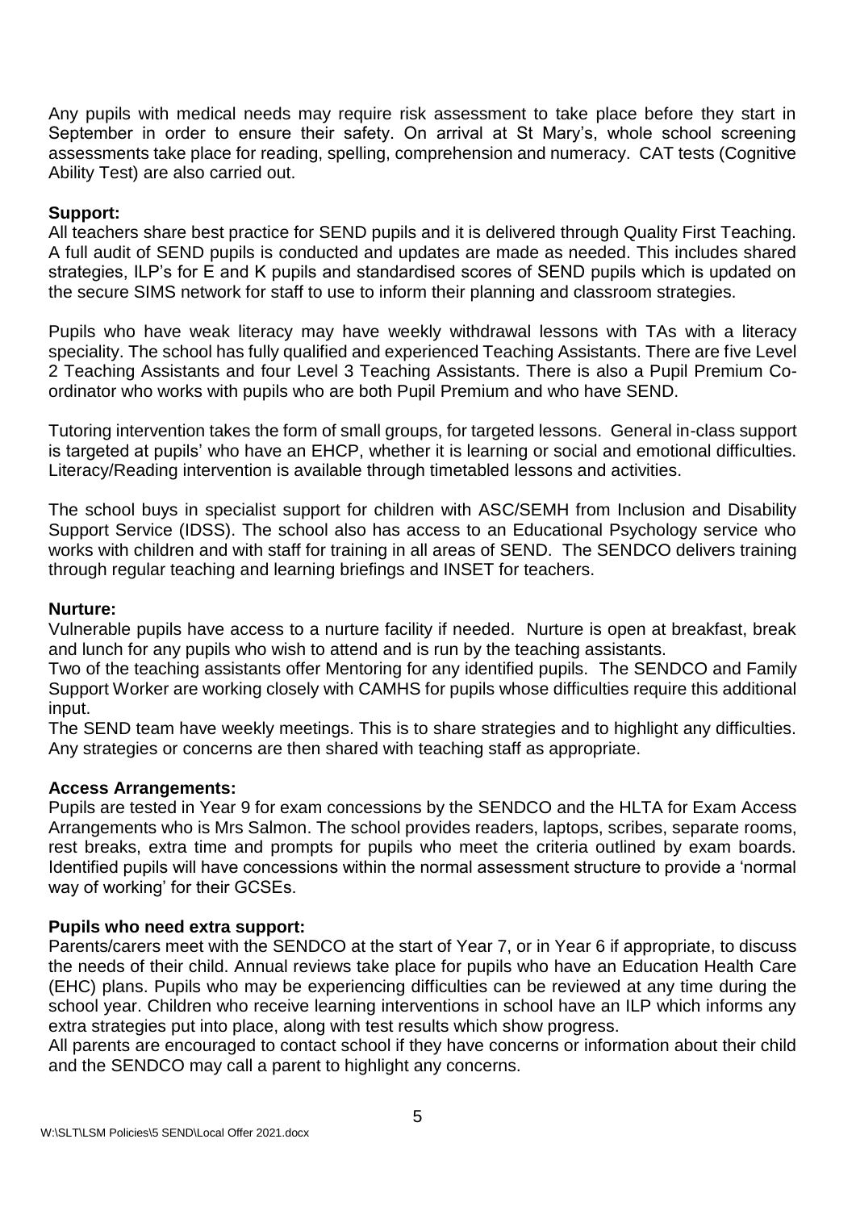Any pupils with medical needs may require risk assessment to take place before they start in September in order to ensure their safety. On arrival at St Mary's, whole school screening assessments take place for reading, spelling, comprehension and numeracy. CAT tests (Cognitive Ability Test) are also carried out.

**Support:**

All teachers share best practice for SEND pupils and it is delivered through Quality First Teaching. A full audit of SEND pupils is conducted and updates are made as needed. This includes shared strategies, ILP's for E and K pupils and standardised scores of SEND pupils which is updated on the secure SIMS network for staff to use to inform their planning and classroom strategies.

Pupils who have weak literacy may have weekly withdrawal lessons with TAs with a literacy speciality. The school has fully qualified and experienced Teaching Assistants. There are five Level 2 Teaching Assistants and four Level 3 Teaching Assistants. There is also a Pupil Premium Co-ordinator who works with pupils who are both Pupil Premium and who have SEND.

Tutoring intervention takes the form of small groups, for targeted lessons. General in-class support is targeted at pupils' who have an EHCP, whether it is learning or social and emotional difficulties. Literacy/Reading intervention is available through timetabled lessons and activities.

The school buys in specialist support for children with ASC/SEMH from Inclusion and Disability Support Service (IDSS). The school also has access to an Educational Psychology service who works with children and with staff for training in all areas of SEND. The SENDCO delivers training through regular teaching and learning briefings and INSET for teachers.

**Nurture:**

Vulnerable pupils have access to a nurture facility if needed. Nurture is open at breakfast, break and lunch for any pupils who wish to attend and is run by the teaching assistants.

Two of the teaching assistants offer Mentoring for any identified pupils. The SENDCO and Family Support Worker are working closely with CAMHS for pupils whose difficulties require this additional input.

The SEND team have weekly meetings. This is to share strategies and to highlight any difficulties. Any strategies or concerns are then shared with teaching staff as appropriate.

**Access Arrangements:**

Pupils are tested in Year 9 for exam concessions by the SENDCO and the HLTA for Exam Access Arrangements who is Mrs Salmon. The school provides readers, laptops, scribes, separate rooms, rest breaks, extra time and prompts for pupils who meet the criteria outlined by exam boards. Identified pupils will have concessions within the normal assessment structure to provide a 'normal way of working' for their GCSEs.

**Pupils who need extra support:**

Parents/carers meet with the SENDCO at the start of Year 7, or in Year 6 if appropriate, to discuss the needs of their child. Annual reviews take place for pupils who have an Education Health Care (EHC) plans. Pupils who may be experiencing difficulties can be reviewed at any time during the school year. Children who receive learning interventions in school have an ILP which informs any extra strategies put into place, along with test results which show progress.

All parents are encouraged to contact school if they have concerns or information about their child and the SENDCO may call a parent to highlight any concerns.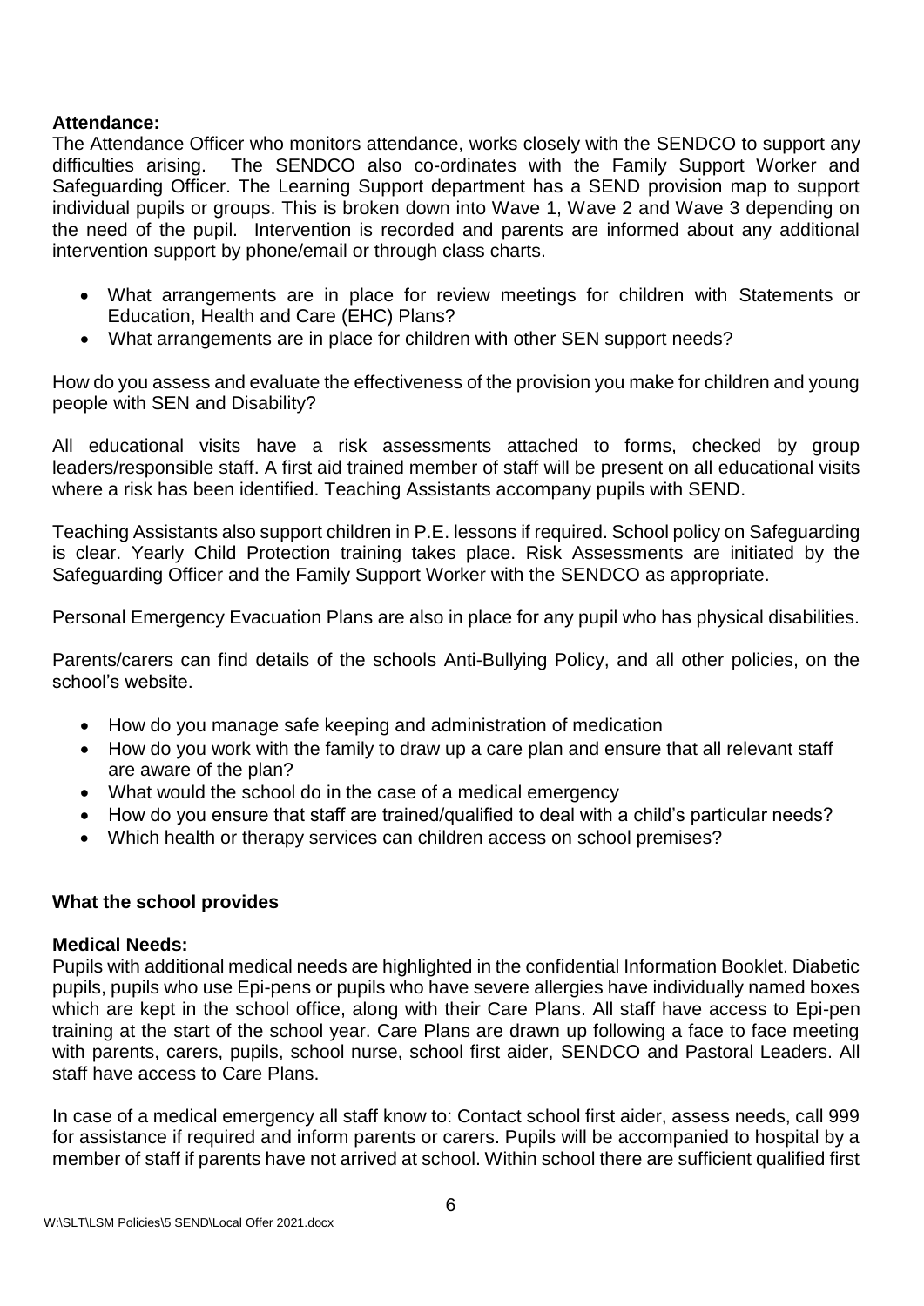**Attendance:**

The Attendance Officer who monitors attendance, works closely with the SENDCO to support any difficulties arising. The SENDCO also co-ordinates with the Family Support Worker and Safeguarding Officer. The Learning Support department has a SEND provision map to support individual pupils or groups. This is broken down into Wave 1, Wave 2 and Wave 3 depending on the need of the pupil. Intervention is recorded and parents are informed about any additional intervention support by phone/email or through class charts.

- What arrangements are in place for review meetings for children with Statements or Education, Health and Care (EHC) Plans?
- What arrangements are in place for children with other SEN support needs?

How do you assess and evaluate the effectiveness of the provision you make for children and young people with SEN and Disability?

All educational visits have a risk assessments attached to forms, checked by group leaders/responsible staff. A first aid trained member of staff will be present on all educational visits where a risk has been identified. Teaching Assistants accompany pupils with SEND.

Teaching Assistants also support children in P.E. lessons if required. School policy on Safeguarding is clear. Yearly Child Protection training takes place. Risk Assessments are initiated by the Safeguarding Officer and the Family Support Worker with the SENDCO as appropriate.

Personal Emergency Evacuation Plans are also in place for any pupil who has physical disabilities.

Parents/carers can find details of the schools Anti-Bullying Policy, and all other policies, on the school's website.

- How do you manage safe keeping and administration of medication
- How do you work with the family to draw up a care plan and ensure that all relevant staff are aware of the plan?
- What would the school do in the case of a medical emergency
- How do you ensure that staff are trained/qualified to deal with a child's particular needs?
- Which health or therapy services can children access on school premises?

**What the school provides**

**Medical Needs:**

Pupils with additional medical needs are highlighted in the confidential Information Booklet. Diabetic pupils, pupils who use Epi-pens or pupils who have severe allergies have individually named boxes which are kept in the school office, along with their Care Plans. All staff have access to Epi-pen training at the start of the school year. Care Plans are drawn up following a face to face meeting with parents, carers, pupils, school nurse, school first aider, SENDCO and Pastoral Leaders. All staff have access to Care Plans.

In case of a medical emergency all staff know to: Contact school first aider, assess needs, call 999 for assistance if required and inform parents or carers. Pupils will be accompanied to hospital by a member of staff if parents have not arrived at school. Within school there are sufficient qualified first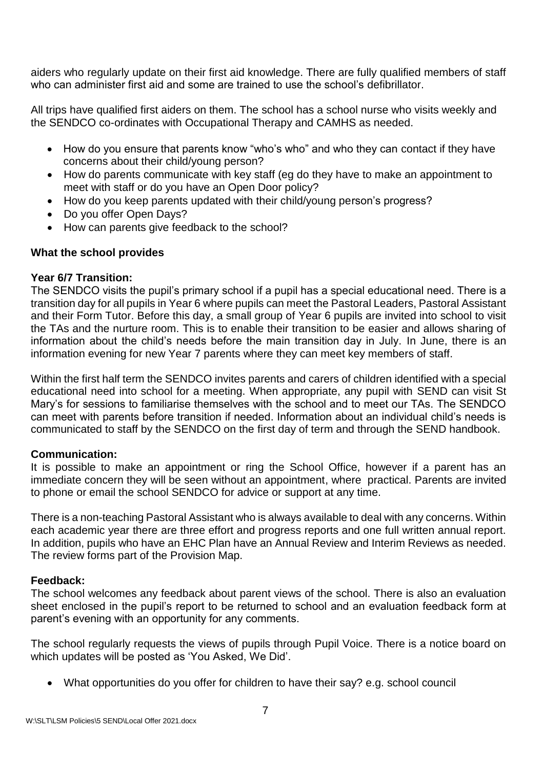aiders who regularly update on their first aid knowledge. There are fully qualified members of staff who can administer first aid and some are trained to use the school's defibrillator.

All trips have qualified first aiders on them. The school has a school nurse who visits weekly and the SENDCO co-ordinates with Occupational Therapy and CAMHS as needed.

- How do you ensure that parents know "who's who" and who they can contact if they have concerns about their child/young person?
- How do parents communicate with key staff (eg do they have to make an appointment to meet with staff or do you have an Open Door policy?
- How do you keep parents updated with their child/young person's progress?
- Do you offer Open Days?
- How can parents give feedback to the school?

**What the school provides**

**Year 6/7 Transition:**
The SENDCO visits the pupil's primary school if a pupil has a special educational need. There is a transition day for all pupils in Year 6 where pupils can meet the Pastoral Leaders, Pastoral Assistant and their Form Tutor. Before this day, a small group of Year 6 pupils are invited into school to visit the TAs and the nurture room. This is to enable their transition to be easier and allows sharing of information about the child's needs before the main transition day in July. In June, there is an information evening for new Year 7 parents where they can meet key members of staff.

Within the first half term the SENDCO invites parents and carers of children identified with a special educational need into school for a meeting. When appropriate, any pupil with SEND can visit St Mary's for sessions to familiarise themselves with the school and to meet our TAs. The SENDCO can meet with parents before transition if needed. Information about an individual child's needs is communicated to staff by the SENDCO on the first day of term and through the SEND handbook.

**Communication:**
It is possible to make an appointment or ring the School Office, however if a parent has an immediate concern they will be seen without an appointment, where practical. Parents are invited to phone or email the school SENDCO for advice or support at any time.

There is a non-teaching Pastoral Assistant who is always available to deal with any concerns. Within each academic year there are three effort and progress reports and one full written annual report. In addition, pupils who have an EHC Plan have an Annual Review and Interim Reviews as needed. The review forms part of the Provision Map.

**Feedback:**
The school welcomes any feedback about parent views of the school. There is also an evaluation sheet enclosed in the pupil's report to be returned to school and an evaluation feedback form at parent's evening with an opportunity for any comments.

The school regularly requests the views of pupils through Pupil Voice. There is a notice board on which updates will be posted as 'You Asked, We Did'.

- What opportunities do you offer for children to have their say? e.g. school council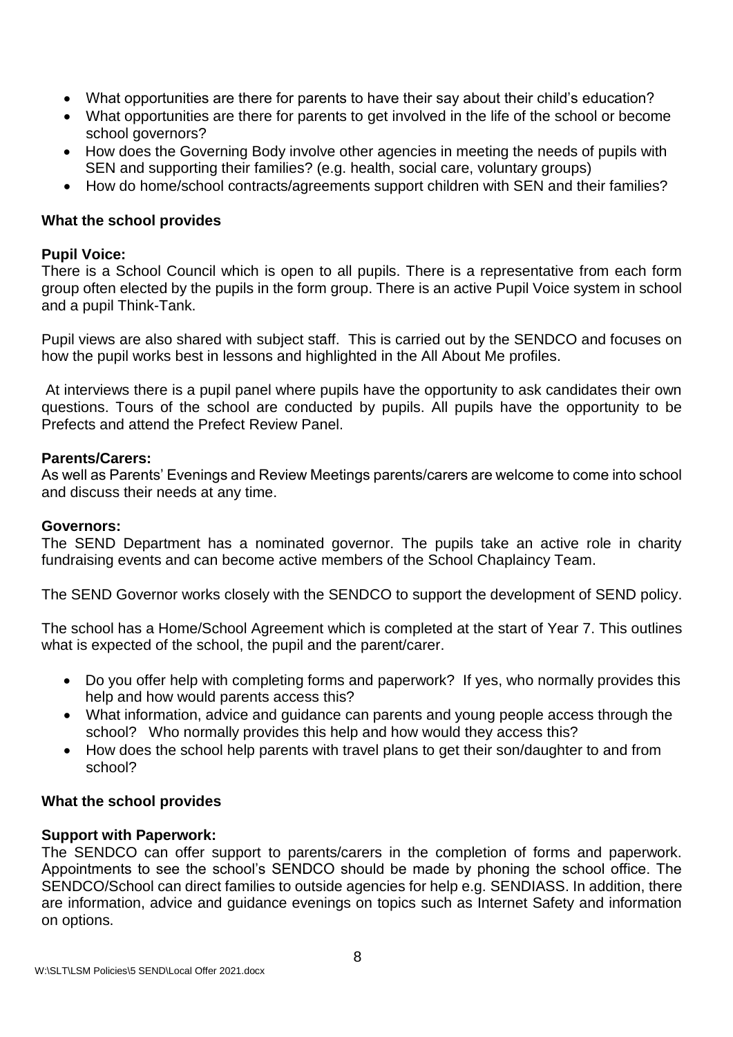- What opportunities are there for parents to have their say about their child's education?
- What opportunities are there for parents to get involved in the life of the school or become school governors?
- How does the Governing Body involve other agencies in meeting the needs of pupils with SEN and supporting their families? (e.g. health, social care, voluntary groups)
- How do home/school contracts/agreements support children with SEN and their families?

**What the school provides**

**Pupil Voice:**
There is a School Council which is open to all pupils. There is a representative from each form group often elected by the pupils in the form group. There is an active Pupil Voice system in school and a pupil Think-Tank.

Pupil views are also shared with subject staff. This is carried out by the SENDCO and focuses on how the pupil works best in lessons and highlighted in the All About Me profiles.

At interviews there is a pupil panel where pupils have the opportunity to ask candidates their own questions. Tours of the school are conducted by pupils. All pupils have the opportunity to be Prefects and attend the Prefect Review Panel.

**Parents/Carers:**
As well as Parents' Evenings and Review Meetings parents/carers are welcome to come into school and discuss their needs at any time.

**Governors:**
The SEND Department has a nominated governor. The pupils take an active role in charity fundraising events and can become active members of the School Chaplaincy Team.

The SEND Governor works closely with the SENDCO to support the development of SEND policy.

The school has a Home/School Agreement which is completed at the start of Year 7. This outlines what is expected of the school, the pupil and the parent/carer.

- Do you offer help with completing forms and paperwork? If yes, who normally provides this help and how would parents access this?
- What information, advice and guidance can parents and young people access through the school? Who normally provides this help and how would they access this?
- How does the school help parents with travel plans to get their son/daughter to and from school?

**What the school provides**

**Support with Paperwork:**
The SENDCO can offer support to parents/carers in the completion of forms and paperwork. Appointments to see the school's SENDCO should be made by phoning the school office. The SENDCO/School can direct families to outside agencies for help e.g. SENDIASS. In addition, there are information, advice and guidance evenings on topics such as Internet Safety and information on options.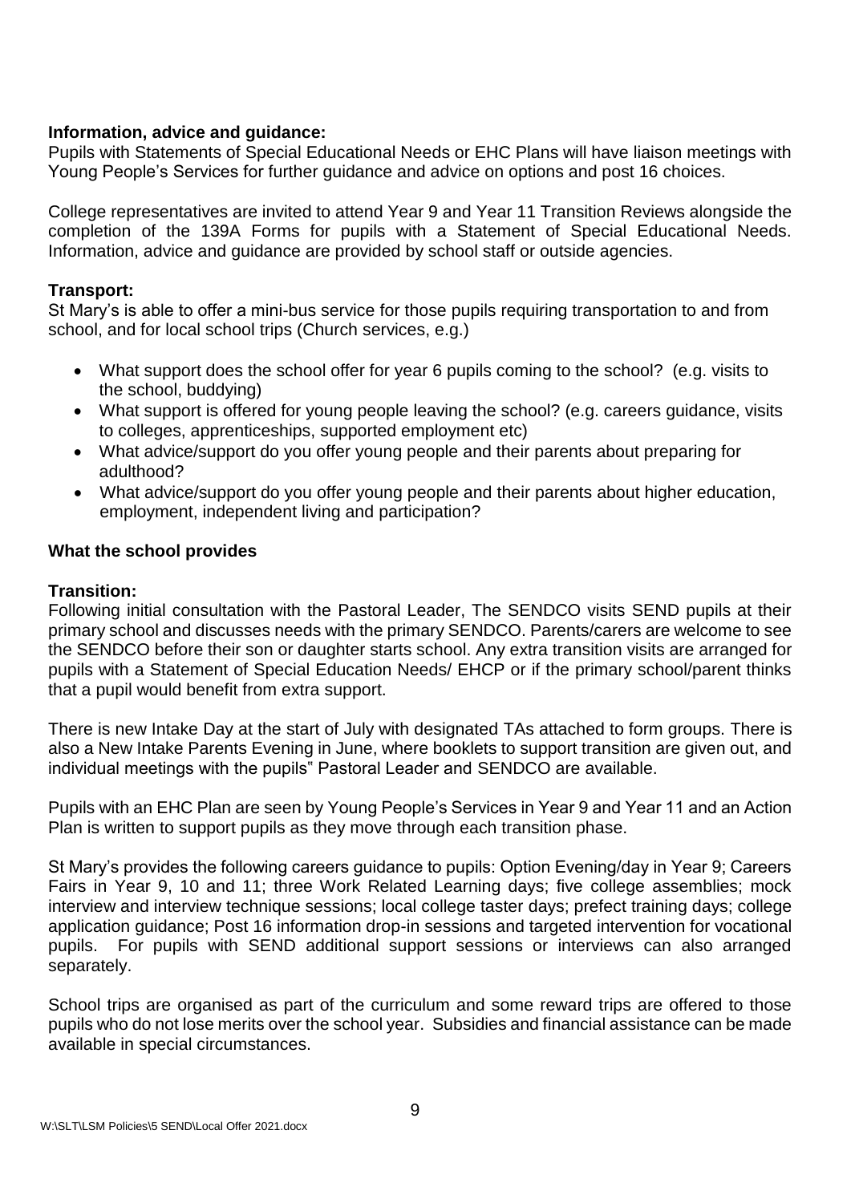**Information, advice and guidance:**
Pupils with Statements of Special Educational Needs or EHC Plans will have liaison meetings with Young People's Services for further guidance and advice on options and post 16 choices.

College representatives are invited to attend Year 9 and Year 11 Transition Reviews alongside the completion of the 139A Forms for pupils with a Statement of Special Educational Needs. Information, advice and guidance are provided by school staff or outside agencies.

**Transport:**
St Mary's is able to offer a mini-bus service for those pupils requiring transportation to and from school, and for local school trips (Church services, e.g.)

- What support does the school offer for year 6 pupils coming to the school? (e.g. visits to the school, buddying)
- What support is offered for young people leaving the school? (e.g. careers guidance, visits to colleges, apprenticeships, supported employment etc)
- What advice/support do you offer young people and their parents about preparing for adulthood?
- What advice/support do you offer young people and their parents about higher education, employment, independent living and participation?

**What the school provides**

**Transition:**
Following initial consultation with the Pastoral Leader, The SENDCO visits SEND pupils at their primary school and discusses needs with the primary SENDCO. Parents/carers are welcome to see the SENDCO before their son or daughter starts school. Any extra transition visits are arranged for pupils with a Statement of Special Education Needs/ EHCP or if the primary school/parent thinks that a pupil would benefit from extra support.

There is new Intake Day at the start of July with designated TAs attached to form groups. There is also a New Intake Parents Evening in June, where booklets to support transition are given out, and individual meetings with the pupils" Pastoral Leader and SENDCO are available.

Pupils with an EHC Plan are seen by Young People's Services in Year 9 and Year 11 and an Action Plan is written to support pupils as they move through each transition phase.

St Mary's provides the following careers guidance to pupils: Option Evening/day in Year 9; Careers Fairs in Year 9, 10 and 11; three Work Related Learning days; five college assemblies; mock interview and interview technique sessions; local college taster days; prefect training days; college application guidance; Post 16 information drop-in sessions and targeted intervention for vocational pupils. For pupils with SEND additional support sessions or interviews can also arranged separately.

School trips are organised as part of the curriculum and some reward trips are offered to those pupils who do not lose merits over the school year. Subsidies and financial assistance can be made available in special circumstances.